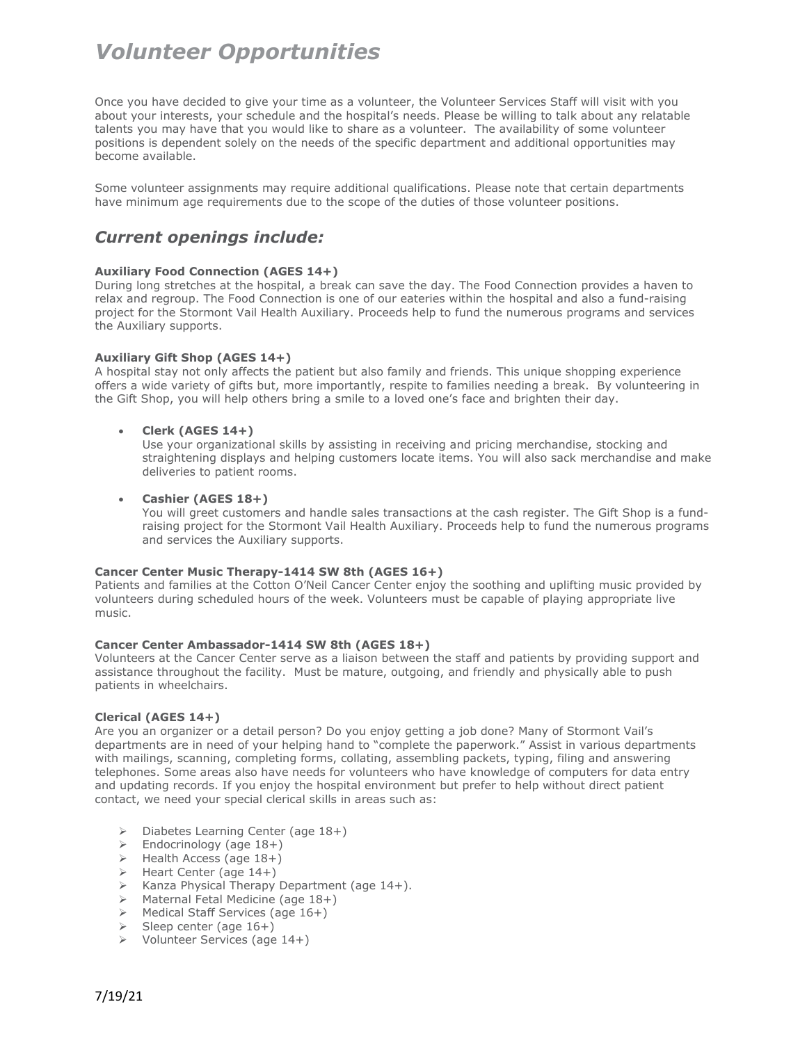# *Volunteer Opportunities*

Once you have decided to give your time as a volunteer, the Volunteer Services Staff will visit with you about your interests, your schedule and the hospital's needs. Please be willing to talk about any relatable talents you may have that you would like to share as a volunteer. The availability of some volunteer positions is dependent solely on the needs of the specific department and additional opportunities may become available.

Some volunteer assignments may require additional qualifications. Please note that certain departments have minimum age requirements due to the scope of the duties of those volunteer positions.

## *Current openings include:*

**Auxiliary Food Connection (AGES 14+)**
During long stretches at the hospital, a break can save the day. The Food Connection provides a haven to relax and regroup. The Food Connection is one of our eateries within the hospital and also a fund-raising project for the Stormont Vail Health Auxiliary. Proceeds help to fund the numerous programs and services the Auxiliary supports.

**Auxiliary Gift Shop (AGES 14+)**
A hospital stay not only affects the patient but also family and friends. This unique shopping experience offers a wide variety of gifts but, more importantly, respite to families needing a break. By volunteering in the Gift Shop, you will help others bring a smile to a loved one's face and brighten their day.

- **Clerk (AGES 14+)**
  Use your organizational skills by assisting in receiving and pricing merchandise, stocking and straightening displays and helping customers locate items. You will also sack merchandise and make deliveries to patient rooms.

- **Cashier (AGES 18+)**
  You will greet customers and handle sales transactions at the cash register. The Gift Shop is a fund-raising project for the Stormont Vail Health Auxiliary. Proceeds help to fund the numerous programs and services the Auxiliary supports.

**Cancer Center Music Therapy-1414 SW 8th (AGES 16+)**
Patients and families at the Cotton O'Neil Cancer Center enjoy the soothing and uplifting music provided by volunteers during scheduled hours of the week. Volunteers must be capable of playing appropriate live music.

**Cancer Center Ambassador-1414 SW 8th (AGES 18+)**
Volunteers at the Cancer Center serve as a liaison between the staff and patients by providing support and assistance throughout the facility. Must be mature, outgoing, and friendly and physically able to push patients in wheelchairs.

**Clerical (AGES 14+)**
Are you an organizer or a detail person? Do you enjoy getting a job done? Many of Stormont Vail's departments are in need of your helping hand to "complete the paperwork." Assist in various departments with mailings, scanning, completing forms, collating, assembling packets, typing, filing and answering telephones. Some areas also have needs for volunteers who have knowledge of computers for data entry and updating records. If you enjoy the hospital environment but prefer to help without direct patient contact, we need your special clerical skills in areas such as:

- Diabetes Learning Center (age 18+)
- Endocrinology (age 18+)
- Health Access (age 18+)
- Heart Center (age 14+)
- Kanza Physical Therapy Department (age 14+).
- Maternal Fetal Medicine (age 18+)
- Medical Staff Services (age 16+)
- Sleep center (age 16+)
- Volunteer Services (age 14+)

7/19/21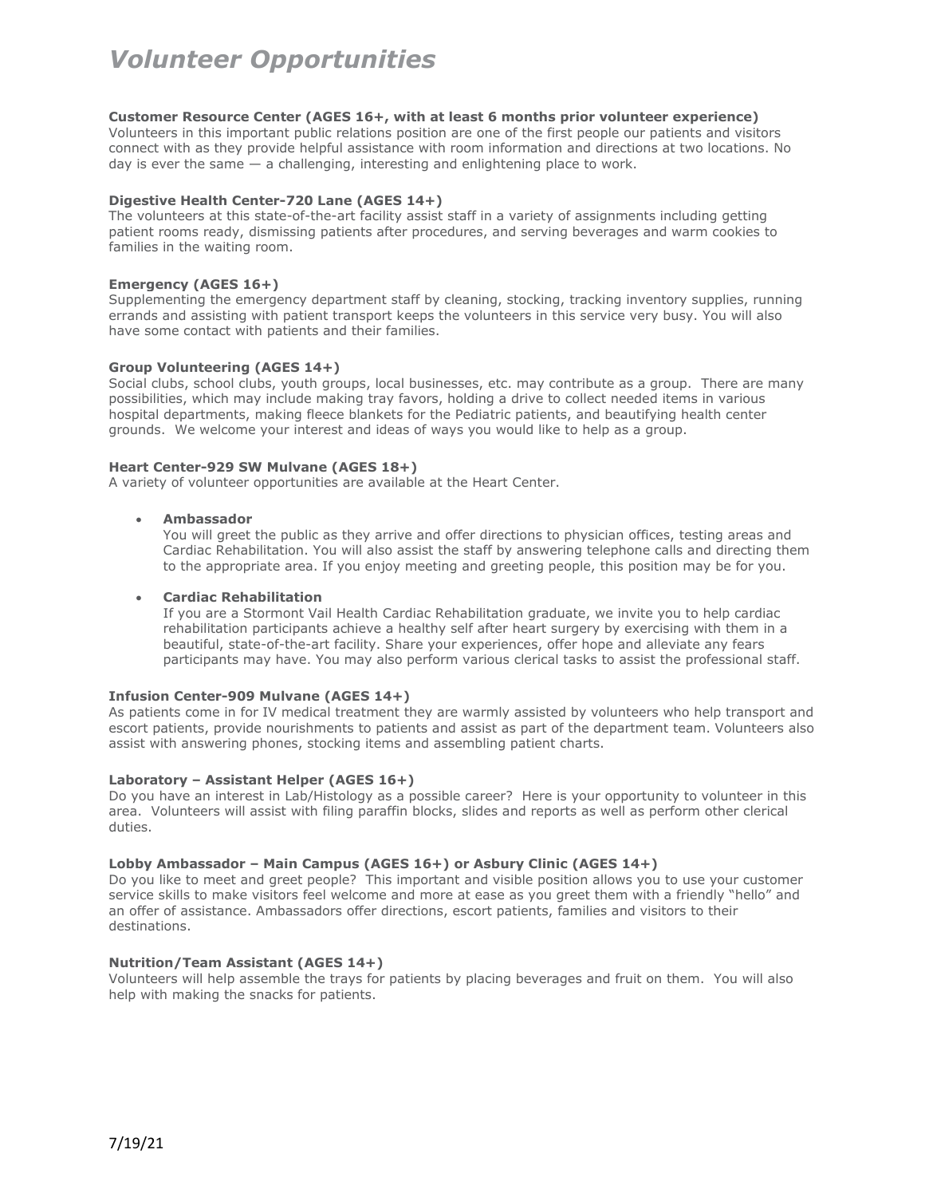# *Volunteer Opportunities*

**Customer Resource Center (AGES 16+, with at least 6 months prior volunteer experience)**
Volunteers in this important public relations position are one of the first people our patients and visitors connect with as they provide helpful assistance with room information and directions at two locations. No day is ever the same — a challenging, interesting and enlightening place to work.

**Digestive Health Center-720 Lane (AGES 14+)**
The volunteers at this state-of-the-art facility assist staff in a variety of assignments including getting patient rooms ready, dismissing patients after procedures, and serving beverages and warm cookies to families in the waiting room.

**Emergency (AGES 16+)**
Supplementing the emergency department staff by cleaning, stocking, tracking inventory supplies, running errands and assisting with patient transport keeps the volunteers in this service very busy. You will also have some contact with patients and their families.

**Group Volunteering (AGES 14+)**
Social clubs, school clubs, youth groups, local businesses, etc. may contribute as a group. There are many possibilities, which may include making tray favors, holding a drive to collect needed items in various hospital departments, making fleece blankets for the Pediatric patients, and beautifying health center grounds. We welcome your interest and ideas of ways you would like to help as a group.

**Heart Center-929 SW Mulvane (AGES 18+)**
A variety of volunteer opportunities are available at the Heart Center.

- **Ambassador**
  You will greet the public as they arrive and offer directions to physician offices, testing areas and Cardiac Rehabilitation. You will also assist the staff by answering telephone calls and directing them to the appropriate area. If you enjoy meeting and greeting people, this position may be for you.

- **Cardiac Rehabilitation**
  If you are a Stormont Vail Health Cardiac Rehabilitation graduate, we invite you to help cardiac rehabilitation participants achieve a healthy self after heart surgery by exercising with them in a beautiful, state-of-the-art facility. Share your experiences, offer hope and alleviate any fears participants may have. You may also perform various clerical tasks to assist the professional staff.

**Infusion Center-909 Mulvane (AGES 14+)**
As patients come in for IV medical treatment they are warmly assisted by volunteers who help transport and escort patients, provide nourishments to patients and assist as part of the department team. Volunteers also assist with answering phones, stocking items and assembling patient charts.

**Laboratory – Assistant Helper (AGES 16+)**
Do you have an interest in Lab/Histology as a possible career? Here is your opportunity to volunteer in this area. Volunteers will assist with filing paraffin blocks, slides and reports as well as perform other clerical duties.

**Lobby Ambassador – Main Campus (AGES 16+) or Asbury Clinic (AGES 14+)**
Do you like to meet and greet people? This important and visible position allows you to use your customer service skills to make visitors feel welcome and more at ease as you greet them with a friendly "hello" and an offer of assistance. Ambassadors offer directions, escort patients, families and visitors to their destinations.

**Nutrition/Team Assistant (AGES 14+)**
Volunteers will help assemble the trays for patients by placing beverages and fruit on them. You will also help with making the snacks for patients.

7/19/21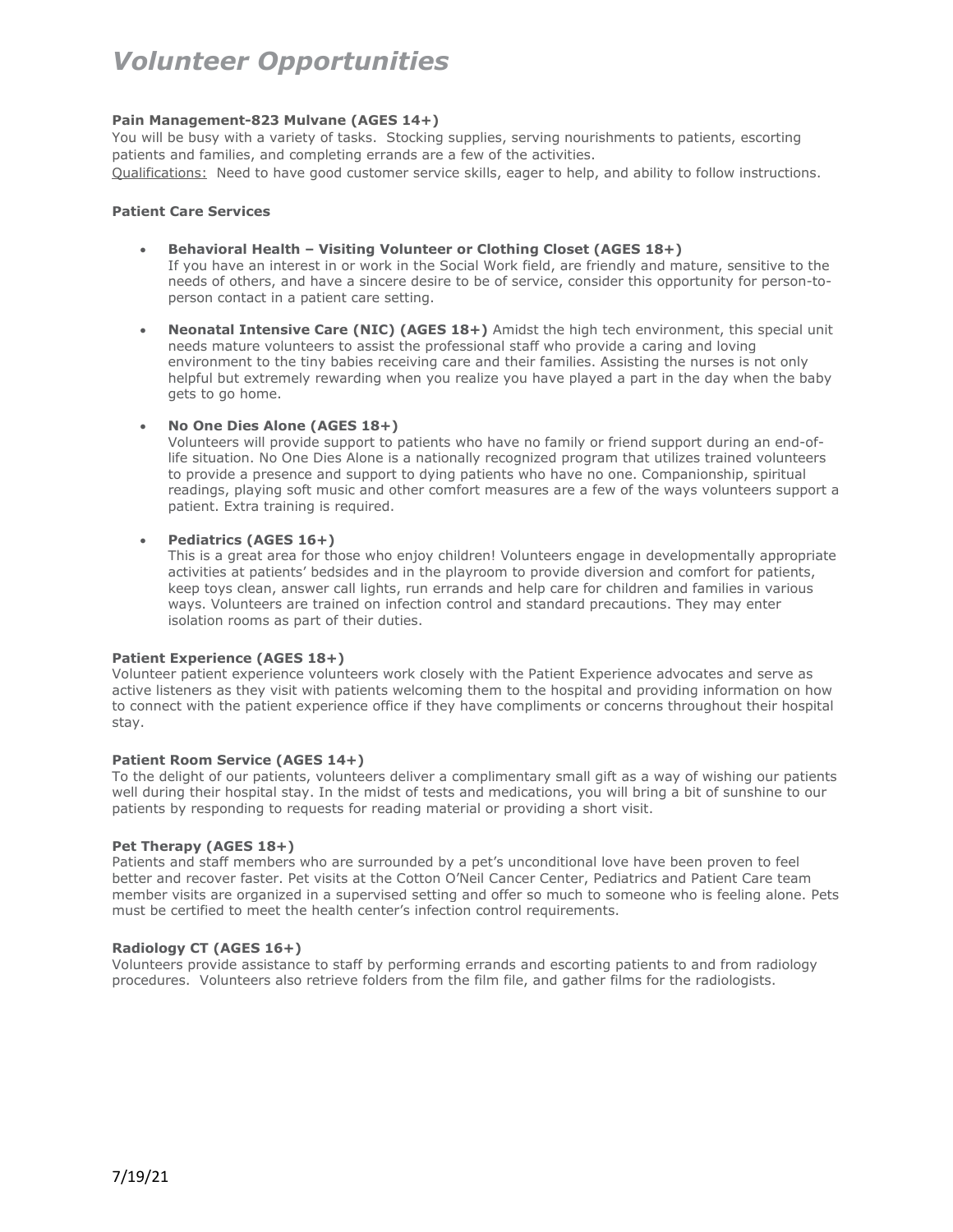# *Volunteer Opportunities*

**Pain Management-823 Mulvane (AGES 14+)**

You will be busy with a variety of tasks. Stocking supplies, serving nourishments to patients, escorting patients and families, and completing errands are a few of the activities.

Qualifications: Need to have good customer service skills, eager to help, and ability to follow instructions.

**Patient Care Services**

- **Behavioral Health – Visiting Volunteer or Clothing Closet (AGES 18+)**
  If you have an interest in or work in the Social Work field, are friendly and mature, sensitive to the needs of others, and have a sincere desire to be of service, consider this opportunity for person-to-person contact in a patient care setting.

- **Neonatal Intensive Care (NIC) (AGES 18+)** Amidst the high tech environment, this special unit needs mature volunteers to assist the professional staff who provide a caring and loving environment to the tiny babies receiving care and their families. Assisting the nurses is not only helpful but extremely rewarding when you realize you have played a part in the day when the baby gets to go home.

- **No One Dies Alone (AGES 18+)**
  Volunteers will provide support to patients who have no family or friend support during an end-of-life situation. No One Dies Alone is a nationally recognized program that utilizes trained volunteers to provide a presence and support to dying patients who have no one. Companionship, spiritual readings, playing soft music and other comfort measures are a few of the ways volunteers support a patient. Extra training is required.

- **Pediatrics (AGES 16+)**
  This is a great area for those who enjoy children! Volunteers engage in developmentally appropriate activities at patients' bedsides and in the playroom to provide diversion and comfort for patients, keep toys clean, answer call lights, run errands and help care for children and families in various ways. Volunteers are trained on infection control and standard precautions. They may enter isolation rooms as part of their duties.

**Patient Experience (AGES 18+)**

Volunteer patient experience volunteers work closely with the Patient Experience advocates and serve as active listeners as they visit with patients welcoming them to the hospital and providing information on how to connect with the patient experience office if they have compliments or concerns throughout their hospital stay.

**Patient Room Service (AGES 14+)**

To the delight of our patients, volunteers deliver a complimentary small gift as a way of wishing our patients well during their hospital stay. In the midst of tests and medications, you will bring a bit of sunshine to our patients by responding to requests for reading material or providing a short visit.

**Pet Therapy (AGES 18+)**

Patients and staff members who are surrounded by a pet's unconditional love have been proven to feel better and recover faster. Pet visits at the Cotton O'Neil Cancer Center, Pediatrics and Patient Care team member visits are organized in a supervised setting and offer so much to someone who is feeling alone. Pets must be certified to meet the health center's infection control requirements.

**Radiology CT (AGES 16+)**

Volunteers provide assistance to staff by performing errands and escorting patients to and from radiology procedures. Volunteers also retrieve folders from the film file, and gather films for the radiologists.

7/19/21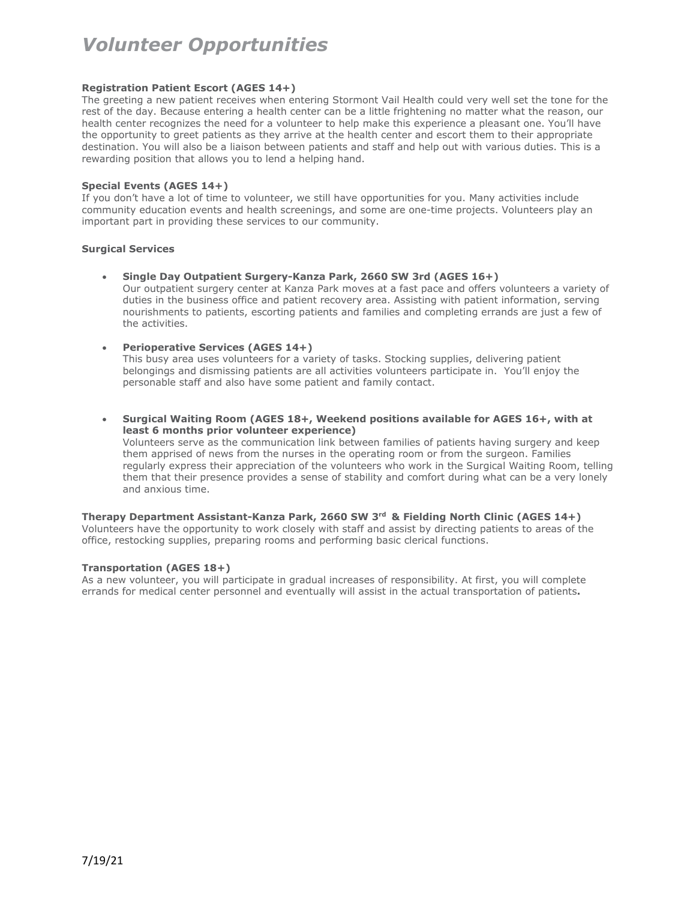# *Volunteer Opportunities*

**Registration Patient Escort (AGES 14+)**
The greeting a new patient receives when entering Stormont Vail Health could very well set the tone for the rest of the day. Because entering a health center can be a little frightening no matter what the reason, our health center recognizes the need for a volunteer to help make this experience a pleasant one. You'll have the opportunity to greet patients as they arrive at the health center and escort them to their appropriate destination. You will also be a liaison between patients and staff and help out with various duties. This is a rewarding position that allows you to lend a helping hand.

**Special Events (AGES 14+)**
If you don't have a lot of time to volunteer, we still have opportunities for you. Many activities include community education events and health screenings, and some are one-time projects. Volunteers play an important part in providing these services to our community.

**Surgical Services**

- **Single Day Outpatient Surgery-Kanza Park, 2660 SW 3rd (AGES 16+)**
  Our outpatient surgery center at Kanza Park moves at a fast pace and offers volunteers a variety of duties in the business office and patient recovery area. Assisting with patient information, serving nourishments to patients, escorting patients and families and completing errands are just a few of the activities.

- **Perioperative Services (AGES 14+)**
  This busy area uses volunteers for a variety of tasks. Stocking supplies, delivering patient belongings and dismissing patients are all activities volunteers participate in. You'll enjoy the personable staff and also have some patient and family contact.

- **Surgical Waiting Room (AGES 18+, Weekend positions available for AGES 16+, with at least 6 months prior volunteer experience)**
  Volunteers serve as the communication link between families of patients having surgery and keep them apprised of news from the nurses in the operating room or from the surgeon. Families regularly express their appreciation of the volunteers who work in the Surgical Waiting Room, telling them that their presence provides a sense of stability and comfort during what can be a very lonely and anxious time.

**Therapy Department Assistant-Kanza Park, 2660 SW 3rd & Fielding North Clinic (AGES 14+)**
Volunteers have the opportunity to work closely with staff and assist by directing patients to areas of the office, restocking supplies, preparing rooms and performing basic clerical functions.

**Transportation (AGES 18+)**
As a new volunteer, you will participate in gradual increases of responsibility. At first, you will complete errands for medical center personnel and eventually will assist in the actual transportation of patients**.**

7/19/21